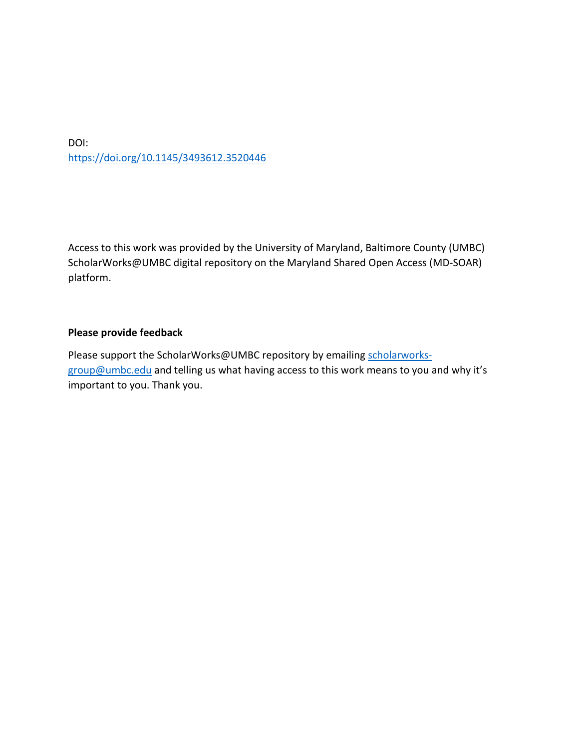DOI:
https://doi.org/10.1145/3493612.3520446

Access to this work was provided by the University of Maryland, Baltimore County (UMBC) ScholarWorks@UMBC digital repository on the Maryland Shared Open Access (MD-SOAR) platform.

**Please provide feedback**

Please support the ScholarWorks@UMBC repository by emailing scholarworks-group@umbc.edu and telling us what having access to this work means to you and why it's important to you. Thank you.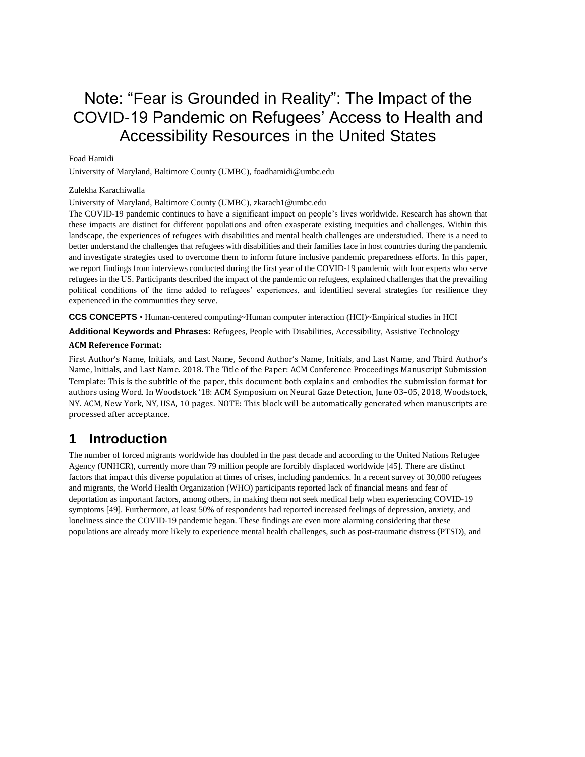# Note: "Fear is Grounded in Reality": The Impact of the COVID-19 Pandemic on Refugees' Access to Health and Accessibility Resources in the United States

Foad Hamidi

University of Maryland, Baltimore County (UMBC), foadhamidi@umbc.edu

Zulekha Karachiwalla

University of Maryland, Baltimore County (UMBC), zkarach1@umbc.edu

The COVID-19 pandemic continues to have a significant impact on people's lives worldwide. Research has shown that these impacts are distinct for different populations and often exasperate existing inequities and challenges. Within this landscape, the experiences of refugees with disabilities and mental health challenges are understudied. There is a need to better understand the challenges that refugees with disabilities and their families face in host countries during the pandemic and investigate strategies used to overcome them to inform future inclusive pandemic preparedness efforts. In this paper, we report findings from interviews conducted during the first year of the COVID-19 pandemic with four experts who serve refugees in the US. Participants described the impact of the pandemic on refugees, explained challenges that the prevailing political conditions of the time added to refugees' experiences, and identified several strategies for resilience they experienced in the communities they serve.

**CCS CONCEPTS** • Human-centered computing~Human computer interaction (HCI)~Empirical studies in HCI

**Additional Keywords and Phrases:** Refugees, People with Disabilities, Accessibility, Assistive Technology

**ACM Reference Format:**

First Author's Name, Initials, and Last Name, Second Author's Name, Initials, and Last Name, and Third Author's Name, Initials, and Last Name. 2018. The Title of the Paper: ACM Conference Proceedings Manuscript Submission Template: This is the subtitle of the paper, this document both explains and embodies the submission format for authors using Word. In Woodstock '18: ACM Symposium on Neural Gaze Detection, June 03–05, 2018, Woodstock, NY. ACM, New York, NY, USA, 10 pages. NOTE: This block will be automatically generated when manuscripts are processed after acceptance.

## 1 Introduction

The number of forced migrants worldwide has doubled in the past decade and according to the United Nations Refugee Agency (UNHCR), currently more than 79 million people are forcibly displaced worldwide [45]. There are distinct factors that impact this diverse population at times of crises, including pandemics. In a recent survey of 30,000 refugees and migrants, the World Health Organization (WHO) participants reported lack of financial means and fear of deportation as important factors, among others, in making them not seek medical help when experiencing COVID-19 symptoms [49]. Furthermore, at least 50% of respondents had reported increased feelings of depression, anxiety, and loneliness since the COVID-19 pandemic began. These findings are even more alarming considering that these populations are already more likely to experience mental health challenges, such as post-traumatic distress (PTSD), and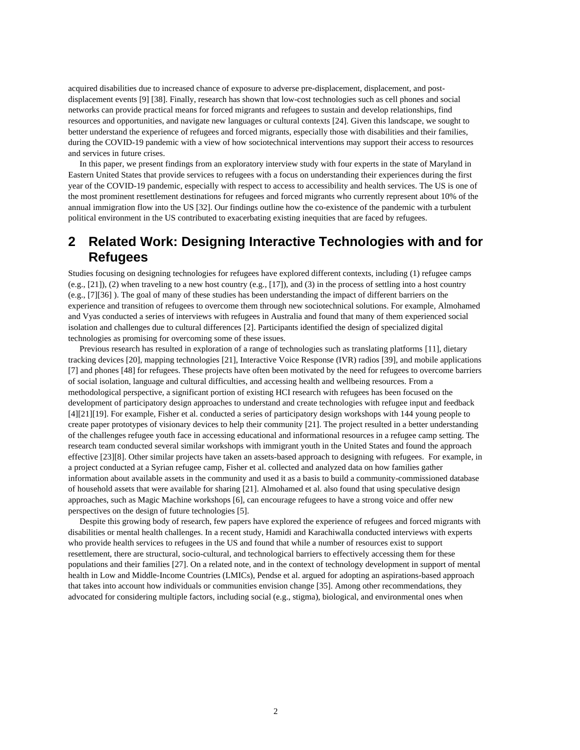acquired disabilities due to increased chance of exposure to adverse pre-displacement, displacement, and post-displacement events [9] [38]. Finally, research has shown that low-cost technologies such as cell phones and social networks can provide practical means for forced migrants and refugees to sustain and develop relationships, find resources and opportunities, and navigate new languages or cultural contexts [24]. Given this landscape, we sought to better understand the experience of refugees and forced migrants, especially those with disabilities and their families, during the COVID-19 pandemic with a view of how sociotechnical interventions may support their access to resources and services in future crises.

In this paper, we present findings from an exploratory interview study with four experts in the state of Maryland in Eastern United States that provide services to refugees with a focus on understanding their experiences during the first year of the COVID-19 pandemic, especially with respect to access to accessibility and health services. The US is one of the most prominent resettlement destinations for refugees and forced migrants who currently represent about 10% of the annual immigration flow into the US [32]. Our findings outline how the co-existence of the pandemic with a turbulent political environment in the US contributed to exacerbating existing inequities that are faced by refugees.

## 2 Related Work: Designing Interactive Technologies with and for Refugees

Studies focusing on designing technologies for refugees have explored different contexts, including (1) refugee camps (e.g., [21]), (2) when traveling to a new host country (e.g., [17]), and (3) in the process of settling into a host country (e.g., [7][36] ). The goal of many of these studies has been understanding the impact of different barriers on the experience and transition of refugees to overcome them through new sociotechnical solutions. For example, Almohamed and Vyas conducted a series of interviews with refugees in Australia and found that many of them experienced social isolation and challenges due to cultural differences [2]. Participants identified the design of specialized digital technologies as promising for overcoming some of these issues.

Previous research has resulted in exploration of a range of technologies such as translating platforms [11], dietary tracking devices [20], mapping technologies [21], Interactive Voice Response (IVR) radios [39], and mobile applications [7] and phones [48] for refugees. These projects have often been motivated by the need for refugees to overcome barriers of social isolation, language and cultural difficulties, and accessing health and wellbeing resources. From a methodological perspective, a significant portion of existing HCI research with refugees has been focused on the development of participatory design approaches to understand and create technologies with refugee input and feedback [4][21][19]. For example, Fisher et al. conducted a series of participatory design workshops with 144 young people to create paper prototypes of visionary devices to help their community [21]. The project resulted in a better understanding of the challenges refugee youth face in accessing educational and informational resources in a refugee camp setting. The research team conducted several similar workshops with immigrant youth in the United States and found the approach effective [23][8]. Other similar projects have taken an assets-based approach to designing with refugees. For example, in a project conducted at a Syrian refugee camp, Fisher et al. collected and analyzed data on how families gather information about available assets in the community and used it as a basis to build a community-commissioned database of household assets that were available for sharing [21]. Almohamed et al. also found that using speculative design approaches, such as Magic Machine workshops [6], can encourage refugees to have a strong voice and offer new perspectives on the design of future technologies [5].

Despite this growing body of research, few papers have explored the experience of refugees and forced migrants with disabilities or mental health challenges. In a recent study, Hamidi and Karachiwalla conducted interviews with experts who provide health services to refugees in the US and found that while a number of resources exist to support resettlement, there are structural, socio-cultural, and technological barriers to effectively accessing them for these populations and their families [27]. On a related note, and in the context of technology development in support of mental health in Low and Middle-Income Countries (LMICs), Pendse et al. argued for adopting an aspirations-based approach that takes into account how individuals or communities envision change [35]. Among other recommendations, they advocated for considering multiple factors, including social (e.g., stigma), biological, and environmental ones when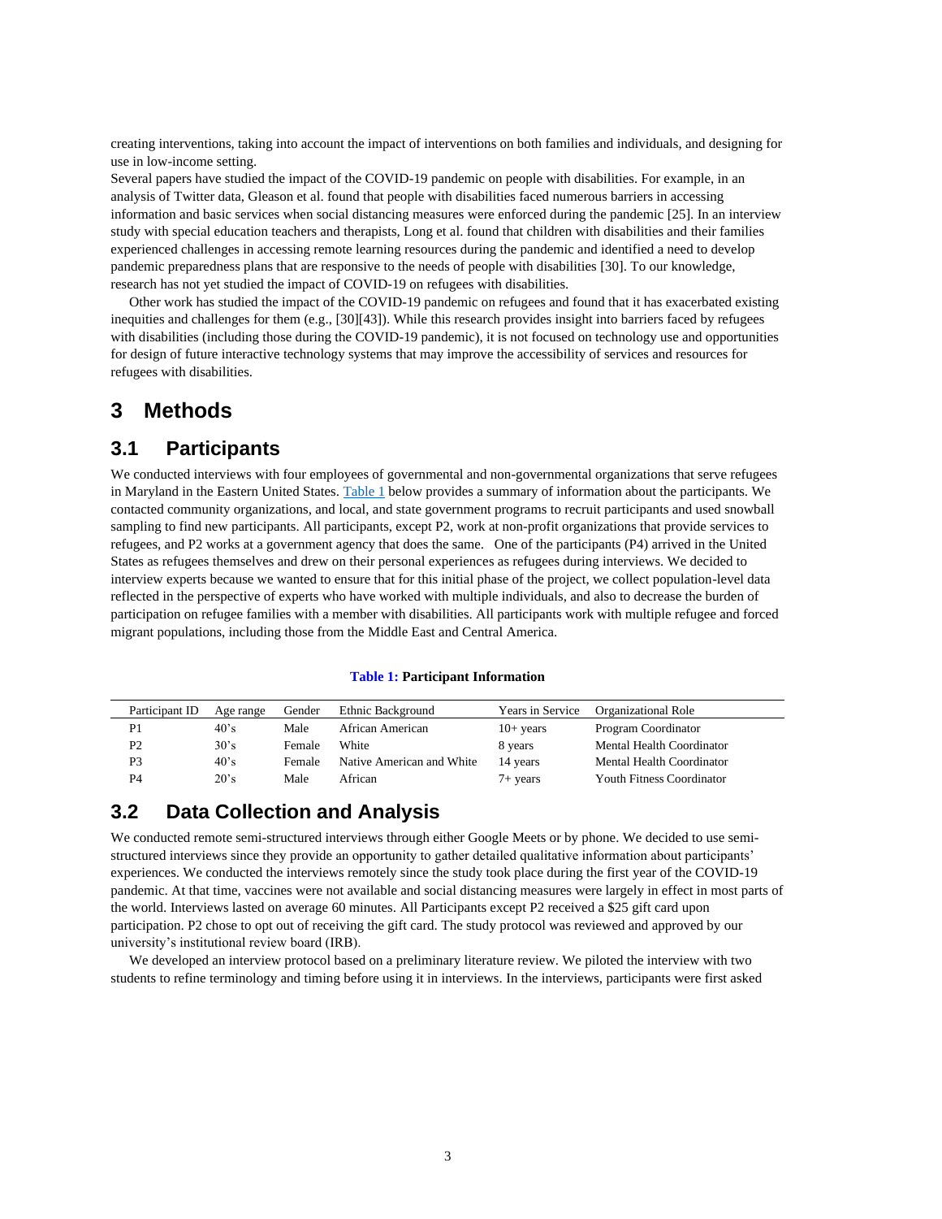creating interventions, taking into account the impact of interventions on both families and individuals, and designing for use in low-income setting.

Several papers have studied the impact of the COVID-19 pandemic on people with disabilities. For example, in an analysis of Twitter data, Gleason et al. found that people with disabilities faced numerous barriers in accessing information and basic services when social distancing measures were enforced during the pandemic [25]. In an interview study with special education teachers and therapists, Long et al. found that children with disabilities and their families experienced challenges in accessing remote learning resources during the pandemic and identified a need to develop pandemic preparedness plans that are responsive to the needs of people with disabilities [30]. To our knowledge, research has not yet studied the impact of COVID-19 on refugees with disabilities.

Other work has studied the impact of the COVID-19 pandemic on refugees and found that it has exacerbated existing inequities and challenges for them (e.g., [30][43]). While this research provides insight into barriers faced by refugees with disabilities (including those during the COVID-19 pandemic), it is not focused on technology use and opportunities for design of future interactive technology systems that may improve the accessibility of services and resources for refugees with disabilities.

# 3 Methods

## 3.1 Participants

We conducted interviews with four employees of governmental and non-governmental organizations that serve refugees in Maryland in the Eastern United States. Table 1 below provides a summary of information about the participants. We contacted community organizations, and local, and state government programs to recruit participants and used snowball sampling to find new participants. All participants, except P2, work at non-profit organizations that provide services to refugees, and P2 works at a government agency that does the same. One of the participants (P4) arrived in the United States as refugees themselves and drew on their personal experiences as refugees during interviews. We decided to interview experts because we wanted to ensure that for this initial phase of the project, we collect population-level data reflected in the perspective of experts who have worked with multiple individuals, and also to decrease the burden of participation on refugee families with a member with disabilities. All participants work with multiple refugee and forced migrant populations, including those from the Middle East and Central America.

**Table 1: Participant Information**

| Participant ID | Age range | Gender | Ethnic Background | Years in Service | Organizational Role |
|---|---|---|---|---|---|
| P1 | 40’s | Male | African American | 10+ years | Program Coordinator |
| P2 | 30’s | Female | White | 8 years | Mental Health Coordinator |
| P3 | 40’s | Female | Native American and White | 14 years | Mental Health Coordinator |
| P4 | 20’s | Male | African | 7+ years | Youth Fitness Coordinator |

## 3.2 Data Collection and Analysis

We conducted remote semi-structured interviews through either Google Meets or by phone. We decided to use semi-structured interviews since they provide an opportunity to gather detailed qualitative information about participants’ experiences. We conducted the interviews remotely since the study took place during the first year of the COVID-19 pandemic. At that time, vaccines were not available and social distancing measures were largely in effect in most parts of the world. Interviews lasted on average 60 minutes. All Participants except P2 received a $25 gift card upon participation. P2 chose to opt out of receiving the gift card. The study protocol was reviewed and approved by our university’s institutional review board (IRB).

We developed an interview protocol based on a preliminary literature review. We piloted the interview with two students to refine terminology and timing before using it in interviews. In the interviews, participants were first asked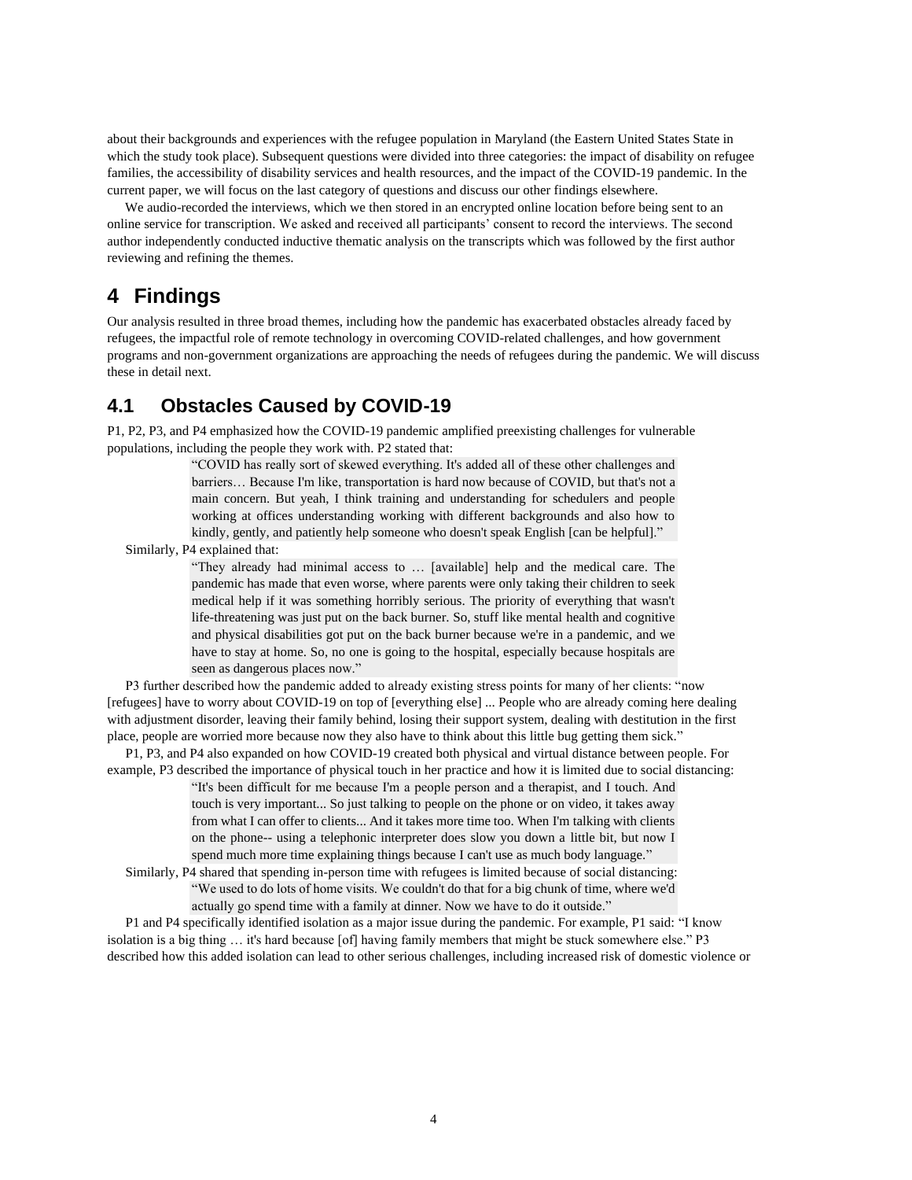about their backgrounds and experiences with the refugee population in Maryland (the Eastern United States State in which the study took place). Subsequent questions were divided into three categories: the impact of disability on refugee families, the accessibility of disability services and health resources, and the impact of the COVID-19 pandemic. In the current paper, we will focus on the last category of questions and discuss our other findings elsewhere.

We audio-recorded the interviews, which we then stored in an encrypted online location before being sent to an online service for transcription. We asked and received all participants' consent to record the interviews. The second author independently conducted inductive thematic analysis on the transcripts which was followed by the first author reviewing and refining the themes.

# 4 Findings

Our analysis resulted in three broad themes, including how the pandemic has exacerbated obstacles already faced by refugees, the impactful role of remote technology in overcoming COVID-related challenges, and how government programs and non-government organizations are approaching the needs of refugees during the pandemic. We will discuss these in detail next.

## 4.1 Obstacles Caused by COVID-19

P1, P2, P3, and P4 emphasized how the COVID-19 pandemic amplified preexisting challenges for vulnerable populations, including the people they work with. P2 stated that:

> "COVID has really sort of skewed everything. It's added all of these other challenges and barriers… Because I'm like, transportation is hard now because of COVID, but that's not a main concern. But yeah, I think training and understanding for schedulers and people working at offices understanding working with different backgrounds and also how to kindly, gently, and patiently help someone who doesn't speak English [can be helpful]."

Similarly, P4 explained that:

> "They already had minimal access to … [available] help and the medical care. The pandemic has made that even worse, where parents were only taking their children to seek medical help if it was something horribly serious. The priority of everything that wasn't life-threatening was just put on the back burner. So, stuff like mental health and cognitive and physical disabilities got put on the back burner because we're in a pandemic, and we have to stay at home. So, no one is going to the hospital, especially because hospitals are seen as dangerous places now."

P3 further described how the pandemic added to already existing stress points for many of her clients: "now [refugees] have to worry about COVID-19 on top of [everything else] ... People who are already coming here dealing with adjustment disorder, leaving their family behind, losing their support system, dealing with destitution in the first place, people are worried more because now they also have to think about this little bug getting them sick."

P1, P3, and P4 also expanded on how COVID-19 created both physical and virtual distance between people. For example, P3 described the importance of physical touch in her practice and how it is limited due to social distancing:

> "It's been difficult for me because I'm a people person and a therapist, and I touch. And touch is very important... So just talking to people on the phone or on video, it takes away from what I can offer to clients... And it takes more time too. When I'm talking with clients on the phone-- using a telephonic interpreter does slow you down a little bit, but now I spend much more time explaining things because I can't use as much body language."

Similarly, P4 shared that spending in-person time with refugees is limited because of social distancing:

> "We used to do lots of home visits. We couldn't do that for a big chunk of time, where we'd actually go spend time with a family at dinner. Now we have to do it outside."

P1 and P4 specifically identified isolation as a major issue during the pandemic. For example, P1 said: "I know isolation is a big thing … it's hard because [of] having family members that might be stuck somewhere else." P3 described how this added isolation can lead to other serious challenges, including increased risk of domestic violence or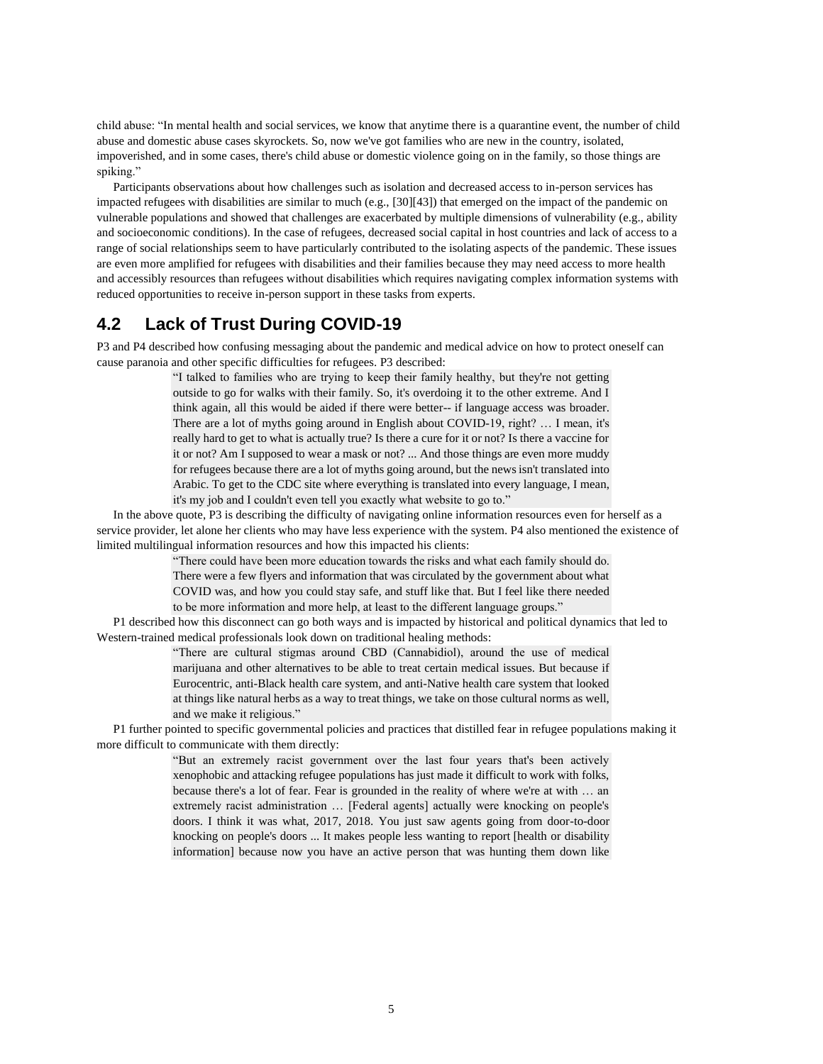child abuse: “In mental health and social services, we know that anytime there is a quarantine event, the number of child abuse and domestic abuse cases skyrockets. So, now we've got families who are new in the country, isolated, impoverished, and in some cases, there's child abuse or domestic violence going on in the family, so those things are spiking.”

Participants observations about how challenges such as isolation and decreased access to in-person services has impacted refugees with disabilities are similar to much (e.g., [30][43]) that emerged on the impact of the pandemic on vulnerable populations and showed that challenges are exacerbated by multiple dimensions of vulnerability (e.g., ability and socioeconomic conditions). In the case of refugees, decreased social capital in host countries and lack of access to a range of social relationships seem to have particularly contributed to the isolating aspects of the pandemic. These issues are even more amplified for refugees with disabilities and their families because they may need access to more health and accessibly resources than refugees without disabilities which requires navigating complex information systems with reduced opportunities to receive in-person support in these tasks from experts.

## 4.2 Lack of Trust During COVID-19

P3 and P4 described how confusing messaging about the pandemic and medical advice on how to protect oneself can cause paranoia and other specific difficulties for refugees. P3 described:

> “I talked to families who are trying to keep their family healthy, but they're not getting outside to go for walks with their family. So, it's overdoing it to the other extreme. And I think again, all this would be aided if there were better-- if language access was broader. There are a lot of myths going around in English about COVID-19, right? … I mean, it's really hard to get to what is actually true? Is there a cure for it or not? Is there a vaccine for it or not? Am I supposed to wear a mask or not? ... And those things are even more muddy for refugees because there are a lot of myths going around, but the news isn't translated into Arabic. To get to the CDC site where everything is translated into every language, I mean, it's my job and I couldn't even tell you exactly what website to go to.”

In the above quote, P3 is describing the difficulty of navigating online information resources even for herself as a service provider, let alone her clients who may have less experience with the system. P4 also mentioned the existence of limited multilingual information resources and how this impacted his clients:

> “There could have been more education towards the risks and what each family should do. There were a few flyers and information that was circulated by the government about what COVID was, and how you could stay safe, and stuff like that. But I feel like there needed to be more information and more help, at least to the different language groups.”

P1 described how this disconnect can go both ways and is impacted by historical and political dynamics that led to Western-trained medical professionals look down on traditional healing methods:

> “There are cultural stigmas around CBD (Cannabidiol), around the use of medical marijuana and other alternatives to be able to treat certain medical issues. But because if Eurocentric, anti-Black health care system, and anti-Native health care system that looked at things like natural herbs as a way to treat things, we take on those cultural norms as well, and we make it religious.”

P1 further pointed to specific governmental policies and practices that distilled fear in refugee populations making it more difficult to communicate with them directly:

> “But an extremely racist government over the last four years that's been actively xenophobic and attacking refugee populations has just made it difficult to work with folks, because there's a lot of fear. Fear is grounded in the reality of where we're at with … an extremely racist administration … [Federal agents] actually were knocking on people's doors. I think it was what, 2017, 2018. You just saw agents going from door-to-door knocking on people's doors ... It makes people less wanting to report [health or disability information] because now you have an active person that was hunting them down like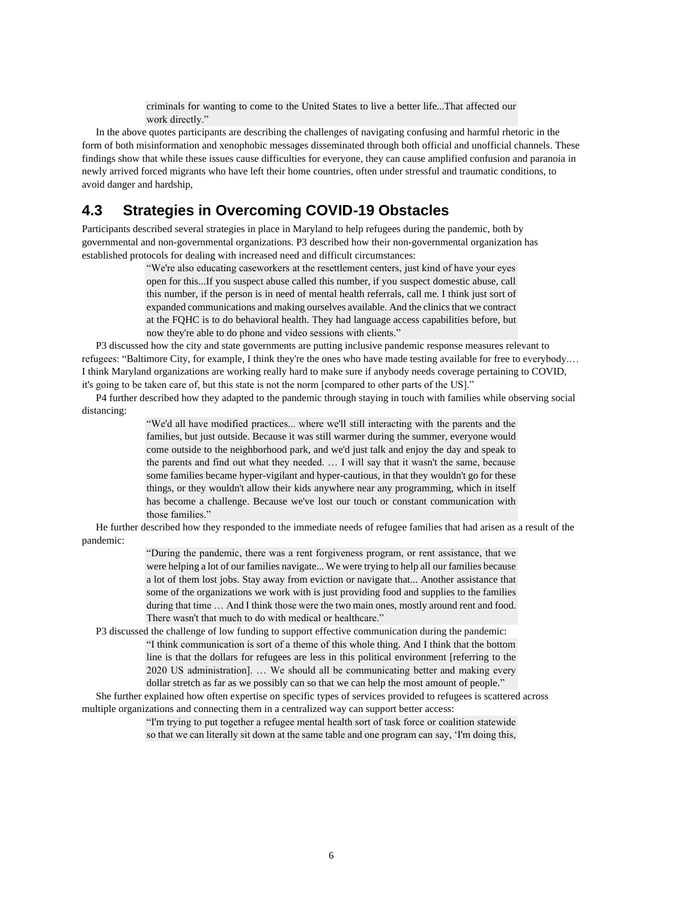> criminals for wanting to come to the United States to live a better life...That affected our work directly."

In the above quotes participants are describing the challenges of navigating confusing and harmful rhetoric in the form of both misinformation and xenophobic messages disseminated through both official and unofficial channels. These findings show that while these issues cause difficulties for everyone, they can cause amplified confusion and paranoia in newly arrived forced migrants who have left their home countries, often under stressful and traumatic conditions, to avoid danger and hardship,

## 4.3 Strategies in Overcoming COVID-19 Obstacles

Participants described several strategies in place in Maryland to help refugees during the pandemic, both by governmental and non-governmental organizations. P3 described how their non-governmental organization has established protocols for dealing with increased need and difficult circumstances:

> "We're also educating caseworkers at the resettlement centers, just kind of have your eyes open for this...If you suspect abuse called this number, if you suspect domestic abuse, call this number, if the person is in need of mental health referrals, call me. I think just sort of expanded communications and making ourselves available. And the clinics that we contract at the FQHC is to do behavioral health. They had language access capabilities before, but now they're able to do phone and video sessions with clients."

P3 discussed how the city and state governments are putting inclusive pandemic response measures relevant to refugees: "Baltimore City, for example, I think they're the ones who have made testing available for free to everybody.… I think Maryland organizations are working really hard to make sure if anybody needs coverage pertaining to COVID, it's going to be taken care of, but this state is not the norm [compared to other parts of the US]."

P4 further described how they adapted to the pandemic through staying in touch with families while observing social distancing:

> "We'd all have modified practices... where we'll still interacting with the parents and the families, but just outside. Because it was still warmer during the summer, everyone would come outside to the neighborhood park, and we'd just talk and enjoy the day and speak to the parents and find out what they needed. … I will say that it wasn't the same, because some families became hyper-vigilant and hyper-cautious, in that they wouldn't go for these things, or they wouldn't allow their kids anywhere near any programming, which in itself has become a challenge. Because we've lost our touch or constant communication with those families."

He further described how they responded to the immediate needs of refugee families that had arisen as a result of the pandemic:

> "During the pandemic, there was a rent forgiveness program, or rent assistance, that we were helping a lot of our families navigate... We were trying to help all our families because a lot of them lost jobs. Stay away from eviction or navigate that... Another assistance that some of the organizations we work with is just providing food and supplies to the families during that time … And I think those were the two main ones, mostly around rent and food. There wasn't that much to do with medical or healthcare."

P3 discussed the challenge of low funding to support effective communication during the pandemic:

> "I think communication is sort of a theme of this whole thing. And I think that the bottom line is that the dollars for refugees are less in this political environment [referring to the 2020 US administration]. … We should all be communicating better and making every dollar stretch as far as we possibly can so that we can help the most amount of people."

She further explained how often expertise on specific types of services provided to refugees is scattered across multiple organizations and connecting them in a centralized way can support better access:

> "I'm trying to put together a refugee mental health sort of task force or coalition statewide so that we can literally sit down at the same table and one program can say, 'I'm doing this,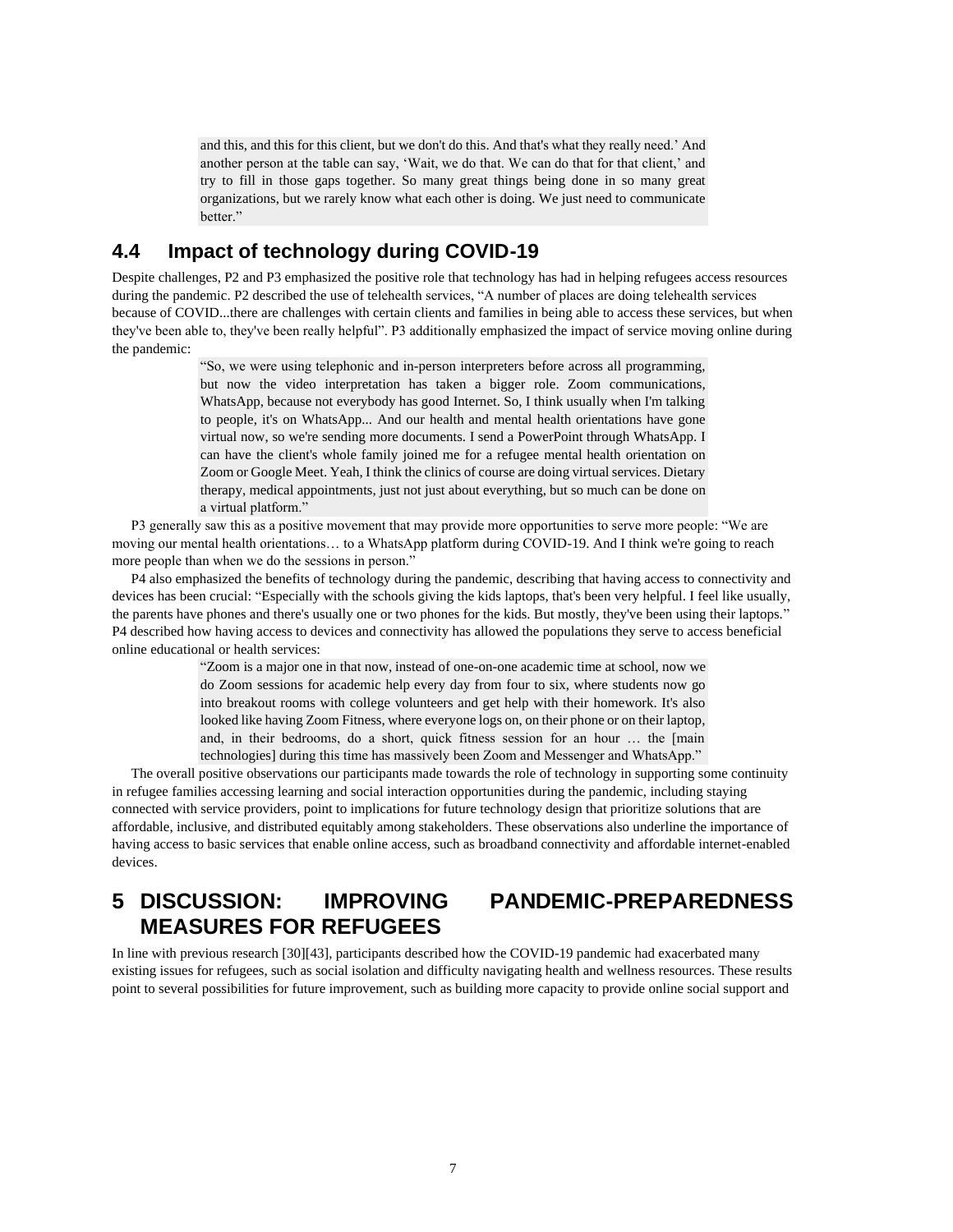> and this, and this for this client, but we don't do this. And that's what they really need.' And another person at the table can say, 'Wait, we do that. We can do that for that client,' and try to fill in those gaps together. So many great things being done in so many great organizations, but we rarely know what each other is doing. We just need to communicate better."

### 4.4 Impact of technology during COVID-19

Despite challenges, P2 and P3 emphasized the positive role that technology has had in helping refugees access resources during the pandemic. P2 described the use of telehealth services, "A number of places are doing telehealth services because of COVID...there are challenges with certain clients and families in being able to access these services, but when they've been able to, they've been really helpful". P3 additionally emphasized the impact of service moving online during the pandemic:

> "So, we were using telephonic and in-person interpreters before across all programming, but now the video interpretation has taken a bigger role. Zoom communications, WhatsApp, because not everybody has good Internet. So, I think usually when I'm talking to people, it's on WhatsApp... And our health and mental health orientations have gone virtual now, so we're sending more documents. I send a PowerPoint through WhatsApp. I can have the client's whole family joined me for a refugee mental health orientation on Zoom or Google Meet. Yeah, I think the clinics of course are doing virtual services. Dietary therapy, medical appointments, just not just about everything, but so much can be done on a virtual platform."

P3 generally saw this as a positive movement that may provide more opportunities to serve more people: "We are moving our mental health orientations… to a WhatsApp platform during COVID-19. And I think we're going to reach more people than when we do the sessions in person."

P4 also emphasized the benefits of technology during the pandemic, describing that having access to connectivity and devices has been crucial: "Especially with the schools giving the kids laptops, that's been very helpful. I feel like usually, the parents have phones and there's usually one or two phones for the kids. But mostly, they've been using their laptops." P4 described how having access to devices and connectivity has allowed the populations they serve to access beneficial online educational or health services:

> "Zoom is a major one in that now, instead of one-on-one academic time at school, now we do Zoom sessions for academic help every day from four to six, where students now go into breakout rooms with college volunteers and get help with their homework. It's also looked like having Zoom Fitness, where everyone logs on, on their phone or on their laptop, and, in their bedrooms, do a short, quick fitness session for an hour … the [main technologies] during this time has massively been Zoom and Messenger and WhatsApp."

The overall positive observations our participants made towards the role of technology in supporting some continuity in refugee families accessing learning and social interaction opportunities during the pandemic, including staying connected with service providers, point to implications for future technology design that prioritize solutions that are affordable, inclusive, and distributed equitably among stakeholders. These observations also underline the importance of having access to basic services that enable online access, such as broadband connectivity and affordable internet-enabled devices.

## 5 DISCUSSION: IMPROVING PANDEMIC-PREPAREDNESS MEASURES FOR REFUGEES

In line with previous research [30][43], participants described how the COVID-19 pandemic had exacerbated many existing issues for refugees, such as social isolation and difficulty navigating health and wellness resources. These results point to several possibilities for future improvement, such as building more capacity to provide online social support and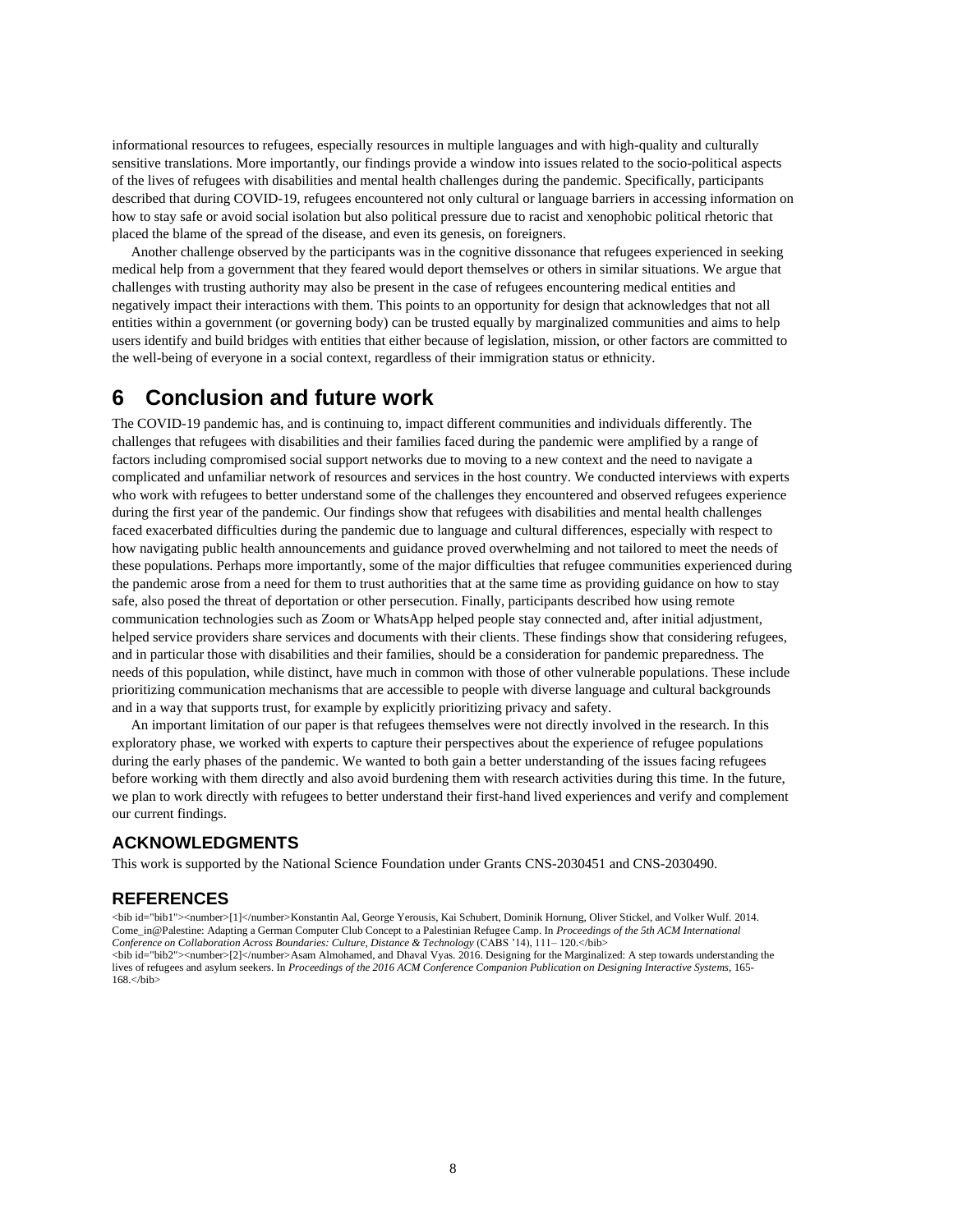informational resources to refugees, especially resources in multiple languages and with high-quality and culturally sensitive translations. More importantly, our findings provide a window into issues related to the socio-political aspects of the lives of refugees with disabilities and mental health challenges during the pandemic. Specifically, participants described that during COVID-19, refugees encountered not only cultural or language barriers in accessing information on how to stay safe or avoid social isolation but also political pressure due to racist and xenophobic political rhetoric that placed the blame of the spread of the disease, and even its genesis, on foreigners.

Another challenge observed by the participants was in the cognitive dissonance that refugees experienced in seeking medical help from a government that they feared would deport themselves or others in similar situations. We argue that challenges with trusting authority may also be present in the case of refugees encountering medical entities and negatively impact their interactions with them. This points to an opportunity for design that acknowledges that not all entities within a government (or governing body) can be trusted equally by marginalized communities and aims to help users identify and build bridges with entities that either because of legislation, mission, or other factors are committed to the well-being of everyone in a social context, regardless of their immigration status or ethnicity.

# 6 Conclusion and future work

The COVID-19 pandemic has, and is continuing to, impact different communities and individuals differently. The challenges that refugees with disabilities and their families faced during the pandemic were amplified by a range of factors including compromised social support networks due to moving to a new context and the need to navigate a complicated and unfamiliar network of resources and services in the host country. We conducted interviews with experts who work with refugees to better understand some of the challenges they encountered and observed refugees experience during the first year of the pandemic. Our findings show that refugees with disabilities and mental health challenges faced exacerbated difficulties during the pandemic due to language and cultural differences, especially with respect to how navigating public health announcements and guidance proved overwhelming and not tailored to meet the needs of these populations. Perhaps more importantly, some of the major difficulties that refugee communities experienced during the pandemic arose from a need for them to trust authorities that at the same time as providing guidance on how to stay safe, also posed the threat of deportation or other persecution. Finally, participants described how using remote communication technologies such as Zoom or WhatsApp helped people stay connected and, after initial adjustment, helped service providers share services and documents with their clients. These findings show that considering refugees, and in particular those with disabilities and their families, should be a consideration for pandemic preparedness. The needs of this population, while distinct, have much in common with those of other vulnerable populations. These include prioritizing communication mechanisms that are accessible to people with diverse language and cultural backgrounds and in a way that supports trust, for example by explicitly prioritizing privacy and safety.

An important limitation of our paper is that refugees themselves were not directly involved in the research. In this exploratory phase, we worked with experts to capture their perspectives about the experience of refugee populations during the early phases of the pandemic. We wanted to both gain a better understanding of the issues facing refugees before working with them directly and also avoid burdening them with research activities during this time. In the future, we plan to work directly with refugees to better understand their first-hand lived experiences and verify and complement our current findings.

## ACKNOWLEDGMENTS

This work is supported by the National Science Foundation under Grants CNS-2030451 and CNS-2030490.

## REFERENCES

[1] Konstantin Aal, George Yerousis, Kai Schubert, Dominik Hornung, Oliver Stickel, and Volker Wulf. 2014. Come_in@Palestine: Adapting a German Computer Club Concept to a Palestinian Refugee Camp. In *Proceedings of the 5th ACM International Conference on Collaboration Across Boundaries: Culture, Distance & Technology* (CABS '14), 111– 120.

[2] Asam Almohamed, and Dhaval Vyas. 2016. Designing for the Marginalized: A step towards understanding the lives of refugees and asylum seekers. In *Proceedings of the 2016 ACM Conference Companion Publication on Designing Interactive Systems*, 165-168.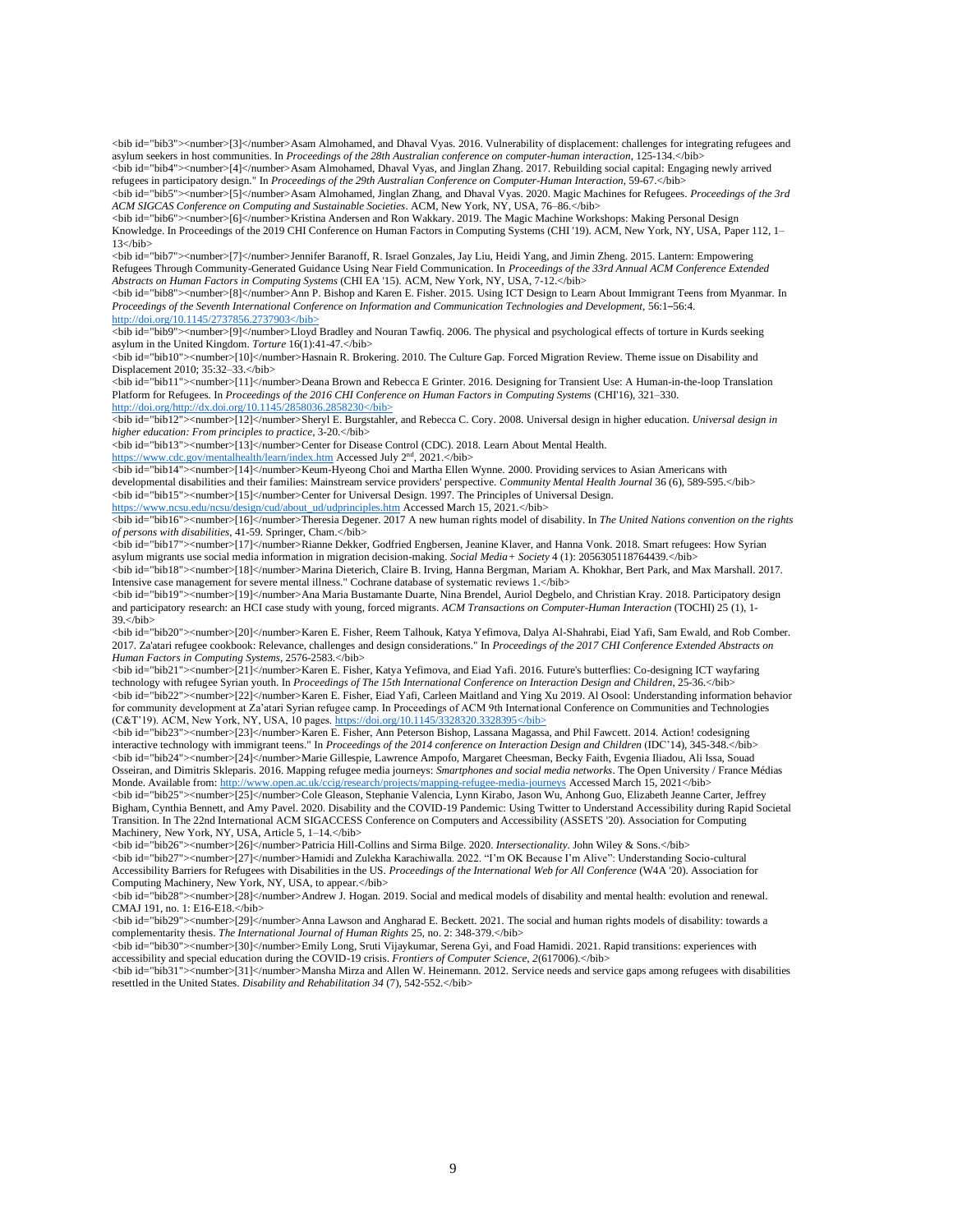<bib id="bib3"><number>[3]</number>Asam Almohamed, and Dhaval Vyas. 2016. Vulnerability of displacement: challenges for integrating refugees and asylum seekers in host communities. In *Proceedings of the 28th Australian conference on computer-human interaction*, 125-134.</bib>

<bib id="bib4"><number>[4]</number>Asam Almohamed, Dhaval Vyas, and Jinglan Zhang. 2017. Rebuilding social capital: Engaging newly arrived refugees in participatory design." In *Proceedings of the 29th Australian Conference on Computer-Human Interaction*, 59-67.</bib>

<bib id="bib5"><number>[5]</number>Asam Almohamed, Jinglan Zhang, and Dhaval Vyas. 2020. Magic Machines for Refugees. *Proceedings of the 3rd ACM SIGCAS Conference on Computing and Sustainable Societies*. ACM, New York, NY, USA, 76–86.</bib>

<bib id="bib6"><number>[6]</number>Kristina Andersen and Ron Wakkary. 2019. The Magic Machine Workshops: Making Personal Design Knowledge. In Proceedings of the 2019 CHI Conference on Human Factors in Computing Systems (CHI '19). ACM, New York, NY, USA, Paper 112, 1–13</bib>

<bib id="bib7"><number>[7]</number>Jennifer Baranoff, R. Israel Gonzales, Jay Liu, Heidi Yang, and Jimin Zheng. 2015. Lantern: Empowering Refugees Through Community-Generated Guidance Using Near Field Communication. In *Proceedings of the 33rd Annual ACM Conference Extended Abstracts on Human Factors in Computing Systems* (CHI EA '15). ACM, New York, NY, USA, 7-12.</bib>

<bib id="bib8"><number>[8]</number>Ann P. Bishop and Karen E. Fisher. 2015. Using ICT Design to Learn About Immigrant Teens from Myanmar. In *Proceedings of the Seventh International Conference on Information and Communication Technologies and Development*, 56:1–56:4. http://doi.org/10.1145/2737856.2737903</bib>

<bib id="bib9"><number>[9]</number>Lloyd Bradley and Nouran Tawfiq. 2006. The physical and psychological effects of torture in Kurds seeking asylum in the United Kingdom. *Torture* 16(1):41-47.</bib>

<bib id="bib10"><number>[10]</number>Hasnain R. Brokering. 2010. The Culture Gap. Forced Migration Review. Theme issue on Disability and Displacement 2010; 35:32–33.</bib>

<bib id="bib11"><number>[11]</number>Deana Brown and Rebecca E Grinter. 2016. Designing for Transient Use: A Human-in-the-loop Translation Platform for Refugees. In *Proceedings of the 2016 CHI Conference on Human Factors in Computing Systems* (CHI'16), 321–330. http://doi.org/http://dx.doi.org/10.1145/2858036.2858230</bib>

<bib id="bib12"><number>[12]</number>Sheryl E. Burgstahler, and Rebecca C. Cory. 2008. Universal design in higher education. *Universal design in higher education: From principles to practice*, 3-20.</bib>

<bib id="bib13"><number>[13]</number>Center for Disease Control (CDC). 2018. Learn About Mental Health. https://www.cdc.gov/mentalhealth/learn/index.htm Accessed July 2nd, 2021.</bib>

<bib id="bib14"><number>[14]</number>Keum-Hyeong Choi and Martha Ellen Wynne. 2000. Providing services to Asian Americans with developmental disabilities and their families: Mainstream service providers' perspective. *Community Mental Health Journal* 36 (6), 589-595.</bib>

<bib id="bib15"><number>[15]</number>Center for Universal Design. 1997. The Principles of Universal Design. https://www.ncsu.edu/ncsu/design/cud/about_ud/udprinciples.htm Accessed March 15, 2021.</bib>

<bib id="bib16"><number>[16]</number>Theresia Degener. 2017 A new human rights model of disability. In *The United Nations convention on the rights of persons with disabilities*, 41-59. Springer, Cham.</bib>

<bib id="bib17"><number>[17]</number>Rianne Dekker, Godfried Engbersen, Jeanine Klaver, and Hanna Vonk. 2018. Smart refugees: How Syrian asylum migrants use social media information in migration decision-making. *Social Media+ Society* 4 (1): 2056305118764439.</bib>

<bib id="bib18"><number>[18]</number>Marina Dieterich, Claire B. Irving, Hanna Bergman, Mariam A. Khokhar, Bert Park, and Max Marshall. 2017. Intensive case management for severe mental illness." Cochrane database of systematic reviews 1.</bib>

<bib id="bib19"><number>[19]</number>Ana Maria Bustamante Duarte, Nina Brendel, Auriol Degbelo, and Christian Kray. 2018. Participatory design and participatory research: an HCI case study with young, forced migrants. *ACM Transactions on Computer-Human Interaction* (TOCHI) 25 (1), 1-39.</bib>

<bib id="bib20"><number>[20]</number>Karen E. Fisher, Reem Talhouk, Katya Yefimova, Dalya Al-Shahrabi, Eiad Yafi, Sam Ewald, and Rob Comber. 2017. Za'atari refugee cookbook: Relevance, challenges and design considerations." In *Proceedings of the 2017 CHI Conference Extended Abstracts on Human Factors in Computing Systems*, 2576-2583.</bib>

<bib id="bib21"><number>[21]</number>Karen E. Fisher, Katya Yefimova, and Eiad Yafi. 2016. Future's butterflies: Co-designing ICT wayfaring technology with refugee Syrian youth. In *Proceedings of The 15th International Conference on Interaction Design and Children*, 25-36.</bib>

<bib id="bib22"><number>[22]</number>Karen E. Fisher, Eiad Yafi, Carleen Maitland and Ying Xu 2019. Al Osool: Understanding information behavior for community development at Za'atari Syrian refugee camp. In Proceedings of ACM 9th International Conference on Communities and Technologies (C&T'19). ACM, New York, NY, USA, 10 pages. https://doi.org/10.1145/3328320.3328395</bib>

<bib id="bib23"><number>[23]</number>Karen E. Fisher, Ann Peterson Bishop, Lassana Magassa, and Phil Fawcett. 2014. Action! codesigning interactive technology with immigrant teens." In *Proceedings of the 2014 conference on Interaction Design and Children* (IDC'14), 345-348.</bib>

<bib id="bib24"><number>[24]</number>Marie Gillespie, Lawrence Ampofo, Margaret Cheesman, Becky Faith, Evgenia Iliadou, Ali Issa, Souad Osseiran, and Dimitris Skleparis. 2016. Mapping refugee media journeys: *Smartphones and social media networks*. The Open University / France Médias Monde. Available from: http://www.open.ac.uk/ccig/research/projects/mapping-refugee-media-journeys Accessed March 15, 2021</bib>

<bib id="bib25"><number>[25]</number>Cole Gleason, Stephanie Valencia, Lynn Kirabo, Jason Wu, Anhong Guo, Elizabeth Jeanne Carter, Jeffrey Bigham, Cynthia Bennett, and Amy Pavel. 2020. Disability and the COVID-19 Pandemic: Using Twitter to Understand Accessibility during Rapid Societal Transition. In The 22nd International ACM SIGACCESS Conference on Computers and Accessibility (ASSETS '20). Association for Computing Machinery, New York, NY, USA, Article 5, 1–14.</bib>

<bib id="bib26"><number>[26]</number>Patricia Hill-Collins and Sirma Bilge. 2020. *Intersectionality*. John Wiley & Sons.</bib>

<bib id="bib27"><number>[27]</number>Hamidi and Zulekha Karachiwalla. 2022. "I'm OK Because I'm Alive": Understanding Socio-cultural Accessibility Barriers for Refugees with Disabilities in the US. *Proceedings of the International Web for All Conference* (W4A '20). Association for Computing Machinery, New York, NY, USA, to appear.</bib>

<bib id="bib28"><number>[28]</number>Andrew J. Hogan. 2019. Social and medical models of disability and mental health: evolution and renewal. CMAJ 191, no. 1: E16-E18.</bib>

<bib id="bib29"><number>[29]</number>Anna Lawson and Angharad E. Beckett. 2021. The social and human rights models of disability: towards a complementarity thesis. *The International Journal of Human Rights* 25, no. 2: 348-379.</bib>

<bib id="bib30"><number>[30]</number>Emily Long, Sruti Vijaykumar, Serena Gyi, and Foad Hamidi. 2021. Rapid transitions: experiences with accessibility and special education during the COVID-19 crisis. *Frontiers of Computer Science, 2*(617006).</bib>

<bib id="bib31"><number>[31]</number>Mansha Mirza and Allen W. Heinemann. 2012. Service needs and service gaps among refugees with disabilities resettled in the United States. *Disability and Rehabilitation 34* (7), 542-552.</bib>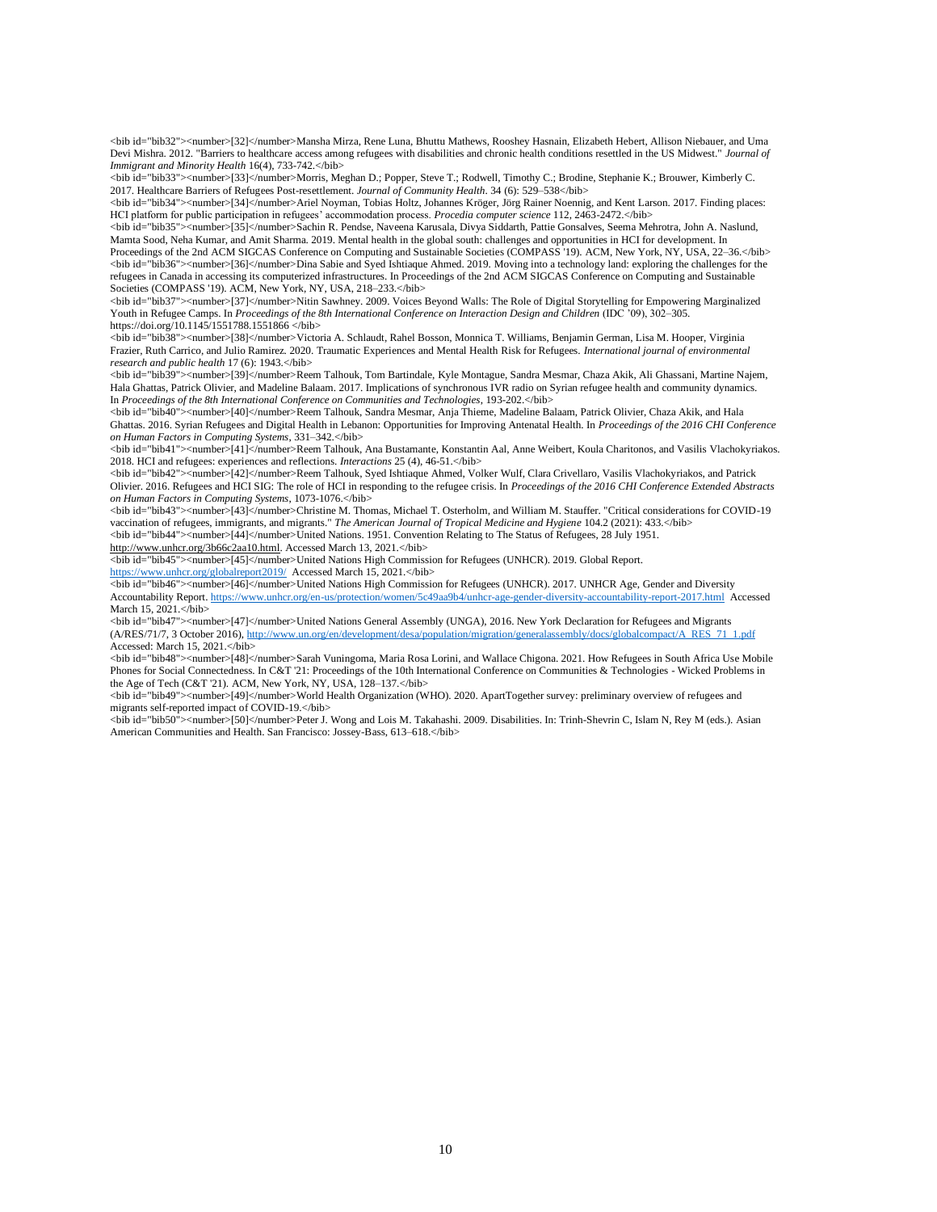<bib id="bib32"><number>[32]</number>Mansha Mirza, Rene Luna, Bhuttu Mathews, Rooshey Hasnain, Elizabeth Hebert, Allison Niebauer, and Uma Devi Mishra. 2012. "Barriers to healthcare access among refugees with disabilities and chronic health conditions resettled in the US Midwest." *Journal of Immigrant and Minority Health* 16(4), 733-742.</bib>

<bib id="bib33"><number>[33]</number>Morris, Meghan D.; Popper, Steve T.; Rodwell, Timothy C.; Brodine, Stephanie K.; Brouwer, Kimberly C. 2017. Healthcare Barriers of Refugees Post-resettlement. *Journal of Community Health*. 34 (6): 529–538</bib>

<bib id="bib34"><number>[34]</number>Ariel Noyman, Tobias Holtz, Johannes Kröger, Jörg Rainer Noennig, and Kent Larson. 2017. Finding places: HCI platform for public participation in refugees' accommodation process. *Procedia computer science* 112, 2463-2472.</bib>

<bib id="bib35"><number>[35]</number>Sachin R. Pendse, Naveena Karusala, Divya Siddarth, Pattie Gonsalves, Seema Mehrotra, John A. Naslund, Mamta Sood, Neha Kumar, and Amit Sharma. 2019. Mental health in the global south: challenges and opportunities in HCI for development. In Proceedings of the 2nd ACM SIGCAS Conference on Computing and Sustainable Societies (COMPASS '19). ACM, New York, NY, USA, 22–36.</bib>

<bib id="bib36"><number>[36]</number>Dina Sabie and Syed Ishtiaque Ahmed. 2019. Moving into a technology land: exploring the challenges for the refugees in Canada in accessing its computerized infrastructures. In Proceedings of the 2nd ACM SIGCAS Conference on Computing and Sustainable Societies (COMPASS '19). ACM, New York, NY, USA, 218–233.</bib>

<bib id="bib37"><number>[37]</number>Nitin Sawhney. 2009. Voices Beyond Walls: The Role of Digital Storytelling for Empowering Marginalized Youth in Refugee Camps. In *Proceedings of the 8th International Conference on Interaction Design and Children* (IDC '09), 302–305. https://doi.org/10.1145/1551788.1551866 </bib>

<bib id="bib38"><number>[38]</number>Victoria A. Schlaudt, Rahel Bosson, Monnica T. Williams, Benjamin German, Lisa M. Hooper, Virginia Frazier, Ruth Carrico, and Julio Ramirez. 2020. Traumatic Experiences and Mental Health Risk for Refugees. *International journal of environmental research and public health* 17 (6): 1943.</bib>

<bib id="bib39"><number>[39]</number>Reem Talhouk, Tom Bartindale, Kyle Montague, Sandra Mesmar, Chaza Akik, Ali Ghassani, Martine Najem, Hala Ghattas, Patrick Olivier, and Madeline Balaam. 2017. Implications of synchronous IVR radio on Syrian refugee health and community dynamics. In *Proceedings of the 8th International Conference on Communities and Technologies*, 193-202.</bib>

<bib id="bib40"><number>[40]</number>Reem Talhouk, Sandra Mesmar, Anja Thieme, Madeline Balaam, Patrick Olivier, Chaza Akik, and Hala Ghattas. 2016. Syrian Refugees and Digital Health in Lebanon: Opportunities for Improving Antenatal Health. In *Proceedings of the 2016 CHI Conference on Human Factors in Computing Systems*, 331–342.</bib>

<bib id="bib41"><number>[41]</number>Reem Talhouk, Ana Bustamante, Konstantin Aal, Anne Weibert, Koula Charitonos, and Vasilis Vlachokyriakos. 2018. HCI and refugees: experiences and reflections. *Interactions* 25 (4), 46-51.</bib>

<bib id="bib42"><number>[42]</number>Reem Talhouk, Syed Ishtiaque Ahmed, Volker Wulf, Clara Crivellaro, Vasilis Vlachokyriakos, and Patrick Olivier. 2016. Refugees and HCI SIG: The role of HCI in responding to the refugee crisis. In *Proceedings of the 2016 CHI Conference Extended Abstracts on Human Factors in Computing Systems*, 1073-1076.</bib>

<bib id="bib43"><number>[43]</number>Christine M. Thomas, Michael T. Osterholm, and William M. Stauffer. "Critical considerations for COVID-19 vaccination of refugees, immigrants, and migrants." *The American Journal of Tropical Medicine and Hygiene* 104.2 (2021): 433.</bib>

<bib id="bib44"><number>[44]</number>United Nations. 1951. Convention Relating to The Status of Refugees, 28 July 1951. http://www.unhcr.org/3b66c2aa10.html. Accessed March 13, 2021.</bib>

<bib id="bib45"><number>[45]</number>United Nations High Commission for Refugees (UNHCR). 2019. Global Report. https://www.unhcr.org/globalreport2019/ Accessed March 15, 2021.</bib>

<bib id="bib46"><number>[46]</number>United Nations High Commission for Refugees (UNHCR). 2017. UNHCR Age, Gender and Diversity Accountability Report. https://www.unhcr.org/en-us/protection/women/5c49aa9b4/unhcr-age-gender-diversity-accountability-report-2017.html Accessed March 15, 2021.</bib>

<bib id="bib47"><number>[47]</number>United Nations General Assembly (UNGA), 2016. New York Declaration for Refugees and Migrants (A/RES/71/7, 3 October 2016), http://www.un.org/en/development/desa/population/migration/generalassembly/docs/globalcompact/A_RES_71_1.pdf Accessed: March 15, 2021.</bib>

<bib id="bib48"><number>[48]</number>Sarah Vuningoma, Maria Rosa Lorini, and Wallace Chigona. 2021. How Refugees in South Africa Use Mobile Phones for Social Connectedness. In C&T '21: Proceedings of the 10th International Conference on Communities & Technologies - Wicked Problems in the Age of Tech (C&T '21). ACM, New York, NY, USA, 128–137.</bib>

<bib id="bib49"><number>[49]</number>World Health Organization (WHO). 2020. ApartTogether survey: preliminary overview of refugees and migrants self-reported impact of COVID-19.</bib>

<bib id="bib50"><number>[50]</number>Peter J. Wong and Lois M. Takahashi. 2009. Disabilities. In: Trinh-Shevrin C, Islam N, Rey M (eds.). Asian American Communities and Health. San Francisco: Jossey-Bass, 613–618.</bib>